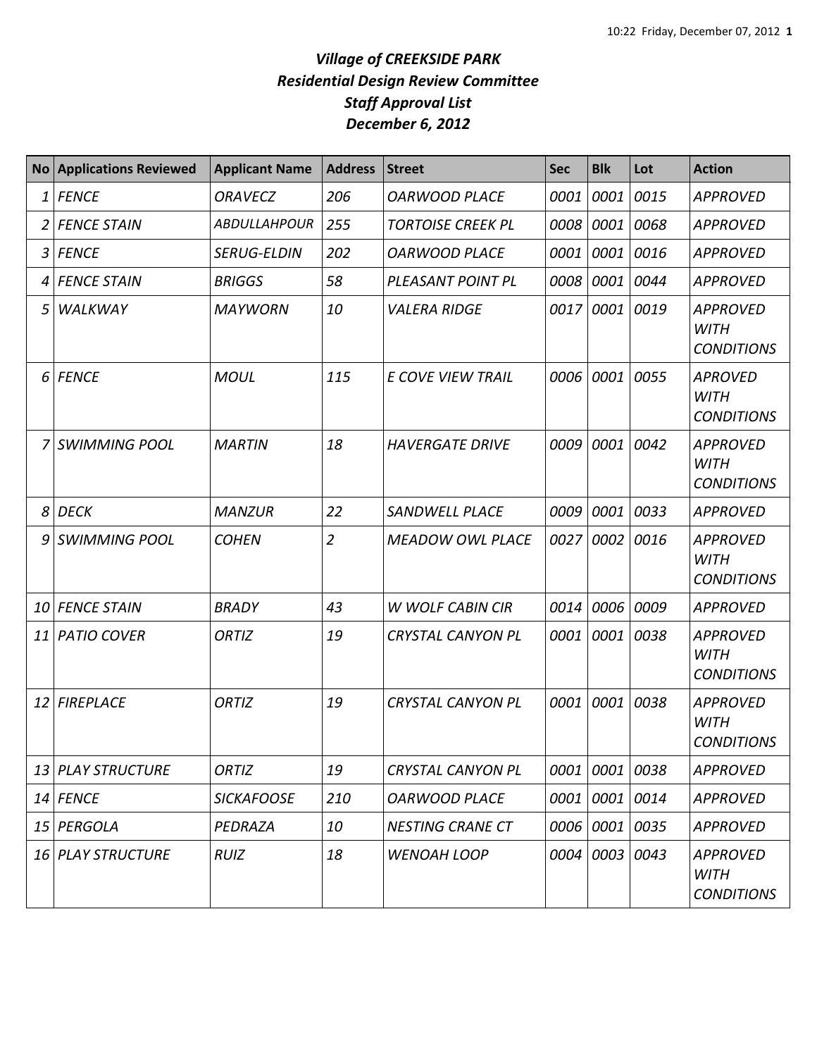*Village of CREEKSIDE PARK*
*Residential Design Review Committee*
*Staff Approval List*
*December 6, 2012*

| No | Applications Reviewed | Applicant Name | Address | Street | Sec | Blk | Lot | Action |
|---|---|---|---|---|---|---|---|---|
| 1 | FENCE | ORAVECZ | 206 | OARWOOD PLACE | 0001 | 0001 | 0015 | APPROVED |
| 2 | FENCE STAIN | ABDULLAHPOUR | 255 | TORTOISE CREEK PL | 0008 | 0001 | 0068 | APPROVED |
| 3 | FENCE | SERUG-ELDIN | 202 | OARWOOD PLACE | 0001 | 0001 | 0016 | APPROVED |
| 4 | FENCE STAIN | BRIGGS | 58 | PLEASANT POINT PL | 0008 | 0001 | 0044 | APPROVED |
| 5 | WALKWAY | MAYWORN | 10 | VALERA RIDGE | 0017 | 0001 | 0019 | APPROVED WITH CONDITIONS |
| 6 | FENCE | MOUL | 115 | E COVE VIEW TRAIL | 0006 | 0001 | 0055 | APROVED WITH CONDITIONS |
| 7 | SWIMMING POOL | MARTIN | 18 | HAVERGATE DRIVE | 0009 | 0001 | 0042 | APPROVED WITH CONDITIONS |
| 8 | DECK | MANZUR | 22 | SANDWELL PLACE | 0009 | 0001 | 0033 | APPROVED |
| 9 | SWIMMING POOL | COHEN | 2 | MEADOW OWL PLACE | 0027 | 0002 | 0016 | APPROVED WITH CONDITIONS |
| 10 | FENCE STAIN | BRADY | 43 | W WOLF CABIN CIR | 0014 | 0006 | 0009 | APPROVED |
| 11 | PATIO COVER | ORTIZ | 19 | CRYSTAL CANYON PL | 0001 | 0001 | 0038 | APPROVED WITH CONDITIONS |
| 12 | FIREPLACE | ORTIZ | 19 | CRYSTAL CANYON PL | 0001 | 0001 | 0038 | APPROVED WITH CONDITIONS |
| 13 | PLAY STRUCTURE | ORTIZ | 19 | CRYSTAL CANYON PL | 0001 | 0001 | 0038 | APPROVED |
| 14 | FENCE | SICKAFOOSE | 210 | OARWOOD PLACE | 0001 | 0001 | 0014 | APPROVED |
| 15 | PERGOLA | PEDRAZA | 10 | NESTING CRANE CT | 0006 | 0001 | 0035 | APPROVED |
| 16 | PLAY STRUCTURE | RUIZ | 18 | WENOAH LOOP | 0004 | 0003 | 0043 | APPROVED WITH CONDITIONS |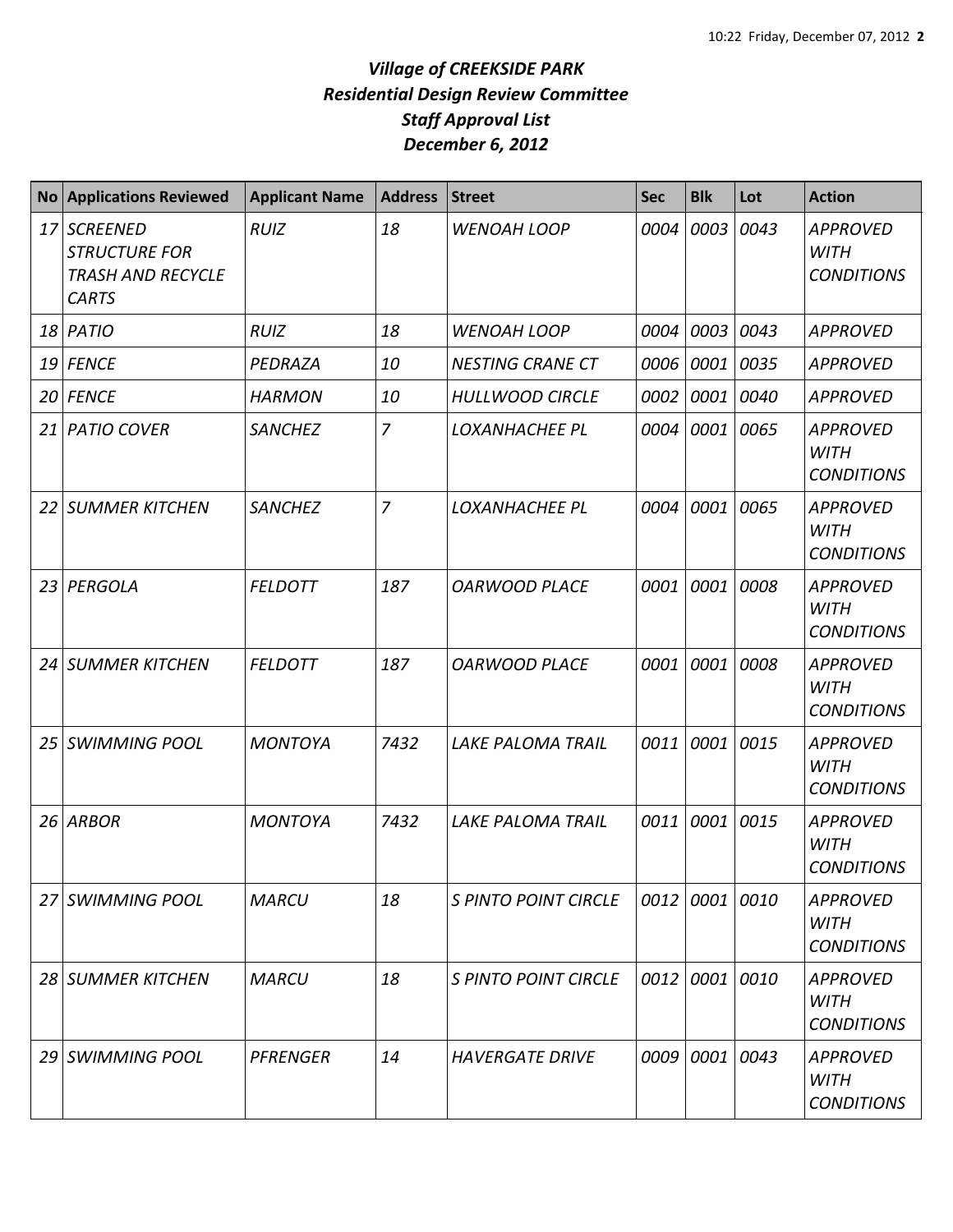# *Village of CREEKSIDE PARK*
## *Residential Design Review Committee*
## *Staff Approval List*
## *December 6, 2012*

| No | Applications Reviewed | Applicant Name | Address | Street | Sec | Blk | Lot | Action |
|---|---|---|---|---|---|---|---|---|
| *17* | *SCREENED STRUCTURE FOR TRASH AND RECYCLE CARTS* | *RUIZ* | *18* | *WENOAH LOOP* | *0004* | *0003* | *0043* | *APPROVED WITH CONDITIONS* |
| *18* | *PATIO* | *RUIZ* | *18* | *WENOAH LOOP* | *0004* | *0003* | *0043* | *APPROVED* |
| *19* | *FENCE* | *PEDRAZA* | *10* | *NESTING CRANE CT* | *0006* | *0001* | *0035* | *APPROVED* |
| *20* | *FENCE* | *HARMON* | *10* | *HULLWOOD CIRCLE* | *0002* | *0001* | *0040* | *APPROVED* |
| *21* | *PATIO COVER* | *SANCHEZ* | *7* | *LOXANHACHEE PL* | *0004* | *0001* | *0065* | *APPROVED WITH CONDITIONS* |
| *22* | *SUMMER KITCHEN* | *SANCHEZ* | *7* | *LOXANHACHEE PL* | *0004* | *0001* | *0065* | *APPROVED WITH CONDITIONS* |
| *23* | *PERGOLA* | *FELDOTT* | *187* | *OARWOOD PLACE* | *0001* | *0001* | *0008* | *APPROVED WITH CONDITIONS* |
| *24* | *SUMMER KITCHEN* | *FELDOTT* | *187* | *OARWOOD PLACE* | *0001* | *0001* | *0008* | *APPROVED WITH CONDITIONS* |
| *25* | *SWIMMING POOL* | *MONTOYA* | *7432* | *LAKE PALOMA TRAIL* | *0011* | *0001* | *0015* | *APPROVED WITH CONDITIONS* |
| *26* | *ARBOR* | *MONTOYA* | *7432* | *LAKE PALOMA TRAIL* | *0011* | *0001* | *0015* | *APPROVED WITH CONDITIONS* |
| *27* | *SWIMMING POOL* | *MARCU* | *18* | *S PINTO POINT CIRCLE* | *0012* | *0001* | *0010* | *APPROVED WITH CONDITIONS* |
| *28* | *SUMMER KITCHEN* | *MARCU* | *18* | *S PINTO POINT CIRCLE* | *0012* | *0001* | *0010* | *APPROVED WITH CONDITIONS* |
| *29* | *SWIMMING POOL* | *PFRENGER* | *14* | *HAVERGATE DRIVE* | *0009* | *0001* | *0043* | *APPROVED WITH CONDITIONS* |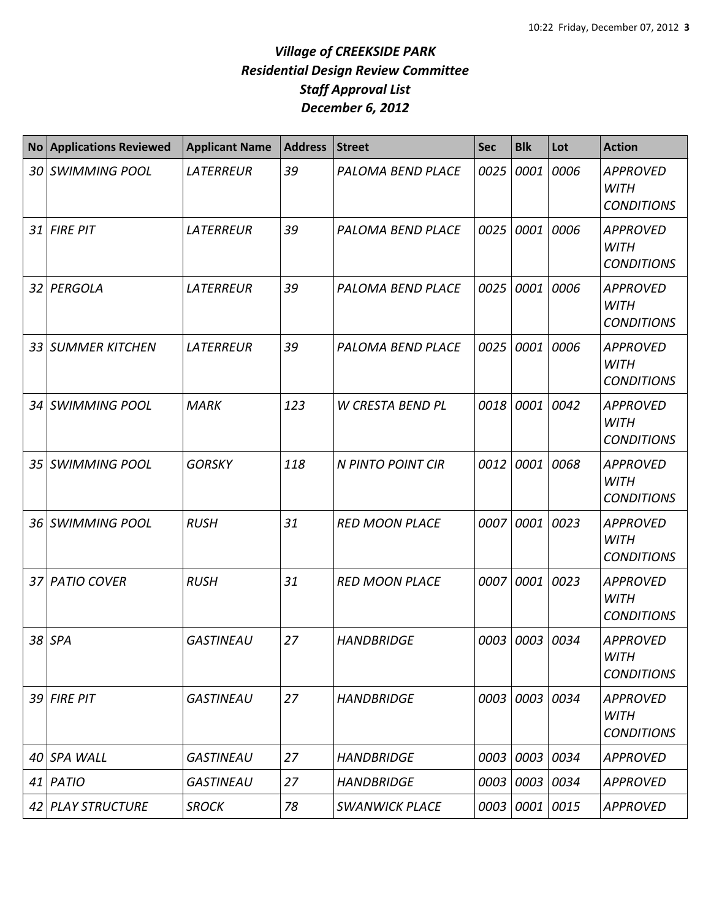# *Village of CREEKSIDE PARK*
## *Residential Design Review Committee*
## *Staff Approval List*
## *December 6, 2012*

| No | Applications Reviewed | Applicant Name | Address | Street | Sec | Blk | Lot | Action |
|---|---|---|---|---|---|---|---|---|
| 30 | SWIMMING POOL | LATERREUR | 39 | PALOMA BEND PLACE | 0025 | 0001 | 0006 | APPROVED WITH CONDITIONS |
| 31 | FIRE PIT | LATERREUR | 39 | PALOMA BEND PLACE | 0025 | 0001 | 0006 | APPROVED WITH CONDITIONS |
| 32 | PERGOLA | LATERREUR | 39 | PALOMA BEND PLACE | 0025 | 0001 | 0006 | APPROVED WITH CONDITIONS |
| 33 | SUMMER KITCHEN | LATERREUR | 39 | PALOMA BEND PLACE | 0025 | 0001 | 0006 | APPROVED WITH CONDITIONS |
| 34 | SWIMMING POOL | MARK | 123 | W CRESTA BEND PL | 0018 | 0001 | 0042 | APPROVED WITH CONDITIONS |
| 35 | SWIMMING POOL | GORSKY | 118 | N PINTO POINT CIR | 0012 | 0001 | 0068 | APPROVED WITH CONDITIONS |
| 36 | SWIMMING POOL | RUSH | 31 | RED MOON PLACE | 0007 | 0001 | 0023 | APPROVED WITH CONDITIONS |
| 37 | PATIO COVER | RUSH | 31 | RED MOON PLACE | 0007 | 0001 | 0023 | APPROVED WITH CONDITIONS |
| 38 | SPA | GASTINEAU | 27 | HANDBRIDGE | 0003 | 0003 | 0034 | APPROVED WITH CONDITIONS |
| 39 | FIRE PIT | GASTINEAU | 27 | HANDBRIDGE | 0003 | 0003 | 0034 | APPROVED WITH CONDITIONS |
| 40 | SPA WALL | GASTINEAU | 27 | HANDBRIDGE | 0003 | 0003 | 0034 | APPROVED |
| 41 | PATIO | GASTINEAU | 27 | HANDBRIDGE | 0003 | 0003 | 0034 | APPROVED |
| 42 | PLAY STRUCTURE | SROCK | 78 | SWANWICK PLACE | 0003 | 0001 | 0015 | APPROVED |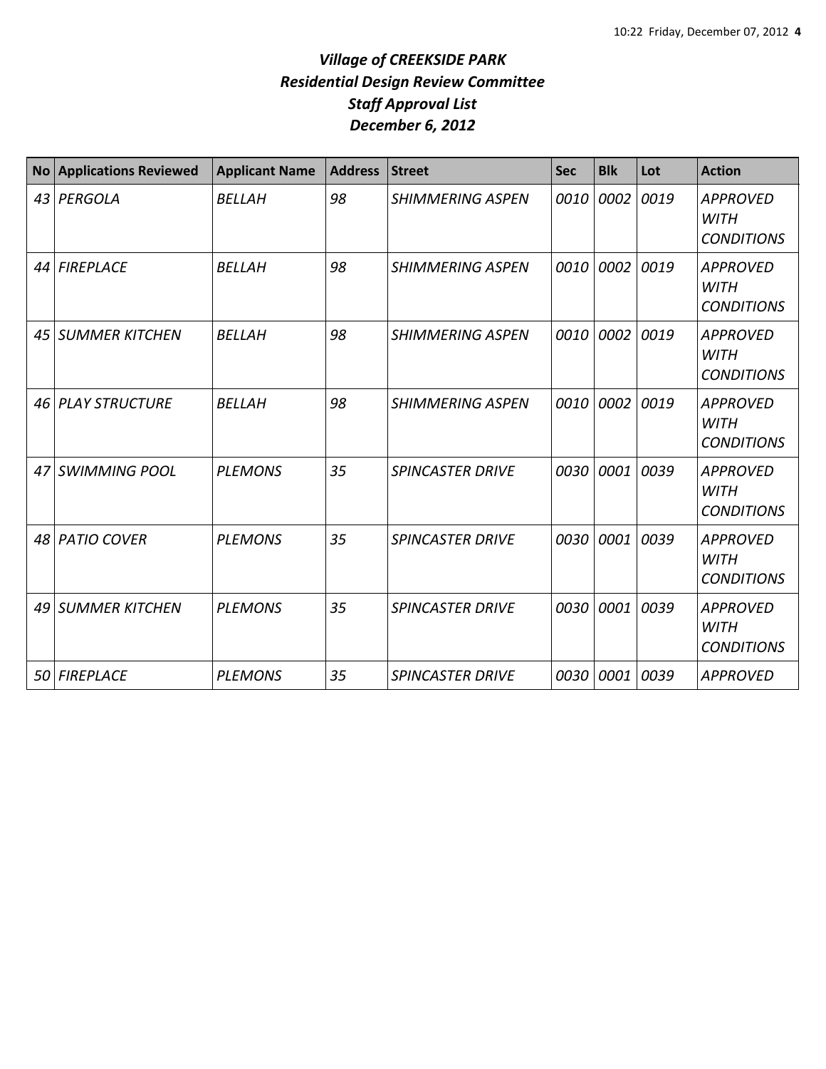# *Village of CREEKSIDE PARK*
## *Residential Design Review Committee*
## *Staff Approval List*
## *December 6, 2012*

| No | Applications Reviewed | Applicant Name | Address | Street | Sec | Blk | Lot | Action |
|---|---|---|---|---|---|---|---|---|
| *43* | *PERGOLA* | *BELLAH* | *98* | *SHIMMERING ASPEN* | *0010* | *0002* | *0019* | *APPROVED WITH CONDITIONS* |
| *44* | *FIREPLACE* | *BELLAH* | *98* | *SHIMMERING ASPEN* | *0010* | *0002* | *0019* | *APPROVED WITH CONDITIONS* |
| *45* | *SUMMER KITCHEN* | *BELLAH* | *98* | *SHIMMERING ASPEN* | *0010* | *0002* | *0019* | *APPROVED WITH CONDITIONS* |
| *46* | *PLAY STRUCTURE* | *BELLAH* | *98* | *SHIMMERING ASPEN* | *0010* | *0002* | *0019* | *APPROVED WITH CONDITIONS* |
| *47* | *SWIMMING POOL* | *PLEMONS* | *35* | *SPINCASTER DRIVE* | *0030* | *0001* | *0039* | *APPROVED WITH CONDITIONS* |
| *48* | *PATIO COVER* | *PLEMONS* | *35* | *SPINCASTER DRIVE* | *0030* | *0001* | *0039* | *APPROVED WITH CONDITIONS* |
| *49* | *SUMMER KITCHEN* | *PLEMONS* | *35* | *SPINCASTER DRIVE* | *0030* | *0001* | *0039* | *APPROVED WITH CONDITIONS* |
| *50* | *FIREPLACE* | *PLEMONS* | *35* | *SPINCASTER DRIVE* | *0030* | *0001* | *0039* | *APPROVED* |